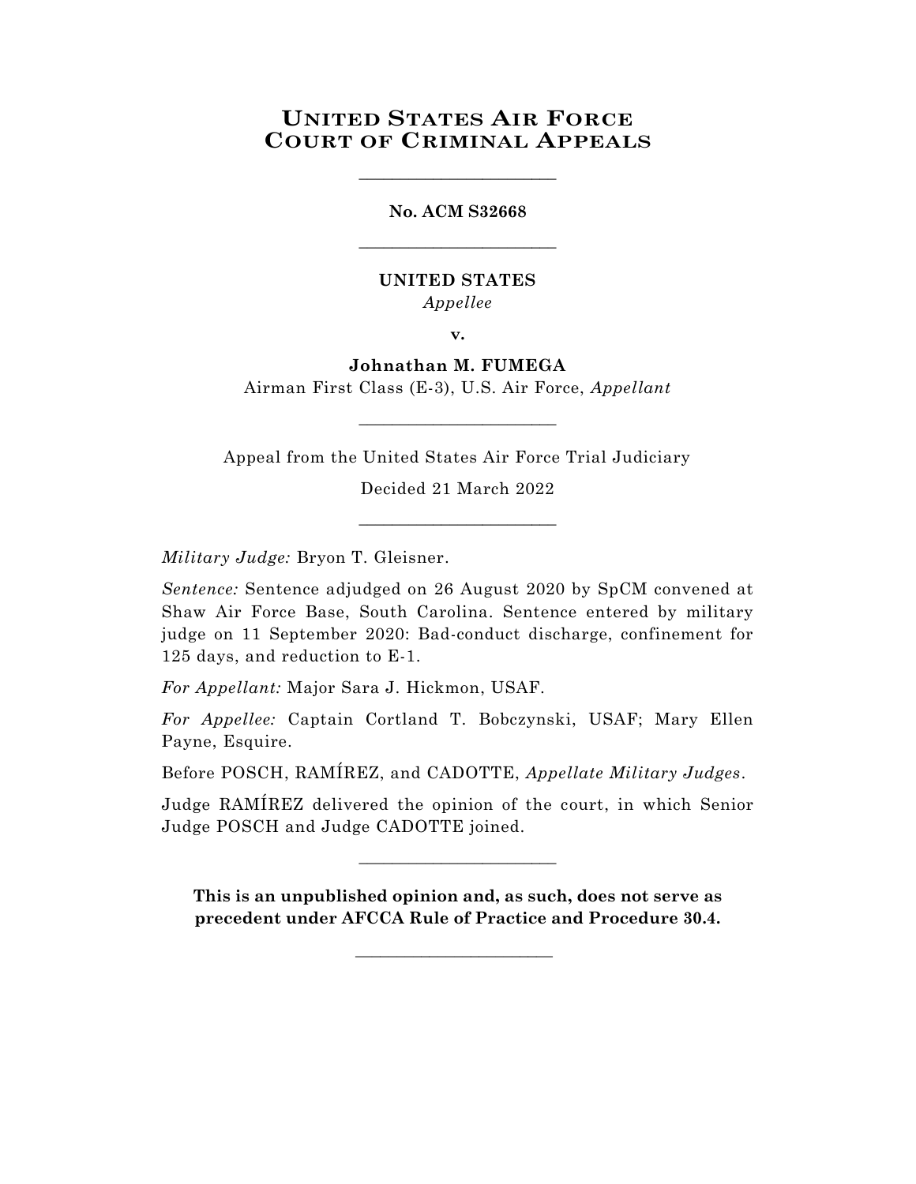# UNITED STATES AIR FORCE COURT OF CRIMINAL APPEALS

\_\_\_\_\_\_\_\_\_\_\_\_\_\_\_\_\_\_\_\_\_\_\_\_

**No. ACM S32668**

\_\_\_\_\_\_\_\_\_\_\_\_\_\_\_\_\_\_\_\_\_\_\_\_

**UNITED STATES**

*Appellee*

**v.**

**Johnathan M. FUMEGA**

Airman First Class (E-3), U.S. Air Force, *Appellant*

\_\_\_\_\_\_\_\_\_\_\_\_\_\_\_\_\_\_\_\_\_\_\_\_

Appeal from the United States Air Force Trial Judiciary

Decided 21 March 2022

\_\_\_\_\_\_\_\_\_\_\_\_\_\_\_\_\_\_\_\_\_\_\_\_

*Military Judge:* Bryon T. Gleisner.

*Sentence:* Sentence adjudged on 26 August 2020 by SpCM convened at Shaw Air Force Base, South Carolina. Sentence entered by military judge on 11 September 2020: Bad-conduct discharge, confinement for 125 days, and reduction to E-1.

*For Appellant:* Major Sara J. Hickmon, USAF.

*For Appellee:* Captain Cortland T. Bobczynski, USAF; Mary Ellen Payne, Esquire.

Before POSCH, RAMÍREZ, and CADOTTE, *Appellate Military Judges*.

Judge RAMÍREZ delivered the opinion of the court, in which Senior Judge POSCH and Judge CADOTTE joined.

\_\_\_\_\_\_\_\_\_\_\_\_\_\_\_\_\_\_\_\_\_\_\_\_

**This is an unpublished opinion and, as such, does not serve as precedent under AFCCA Rule of Practice and Procedure 30.4.**

\_\_\_\_\_\_\_\_\_\_\_\_\_\_\_\_\_\_\_\_\_\_\_\_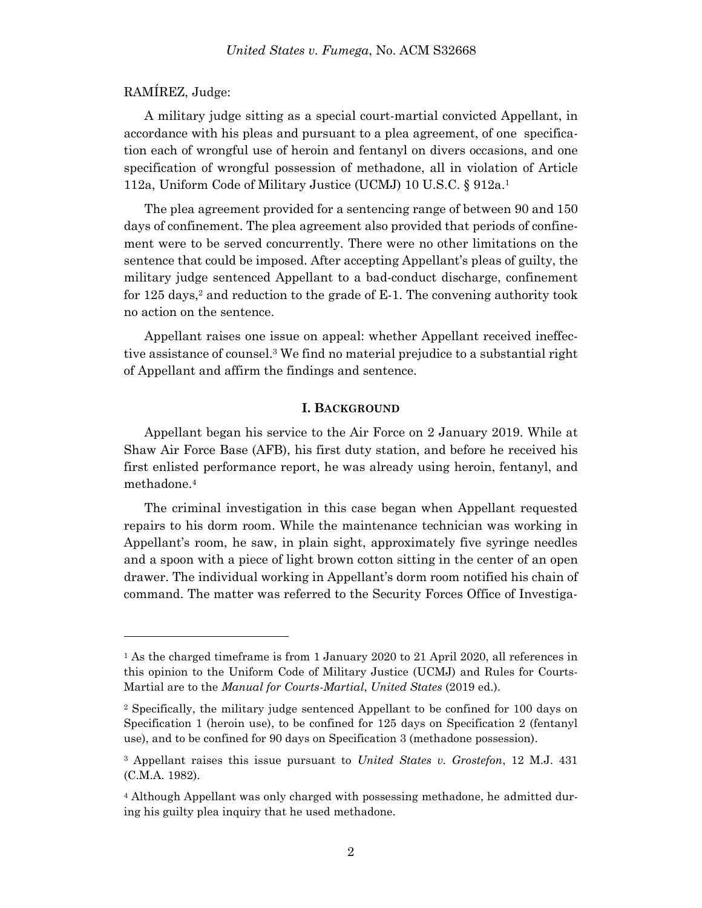RAMÍREZ, Judge:

A military judge sitting as a special court-martial convicted Appellant, in accordance with his pleas and pursuant to a plea agreement, of one specification each of wrongful use of heroin and fentanyl on divers occasions, and one specification of wrongful possession of methadone, all in violation of Article 112a, Uniform Code of Military Justice (UCMJ) 10 U.S.C. § 912a.[1]

The plea agreement provided for a sentencing range of between 90 and 150 days of confinement. The plea agreement also provided that periods of confinement were to be served concurrently. There were no other limitations on the sentence that could be imposed. After accepting Appellant's pleas of guilty, the military judge sentenced Appellant to a bad-conduct discharge, confinement for 125 days,[2] and reduction to the grade of E-1. The convening authority took no action on the sentence.

Appellant raises one issue on appeal: whether Appellant received ineffective assistance of counsel.[3] We find no material prejudice to a substantial right of Appellant and affirm the findings and sentence.

## I. BACKGROUND

Appellant began his service to the Air Force on 2 January 2019. While at Shaw Air Force Base (AFB), his first duty station, and before he received his first enlisted performance report, he was already using heroin, fentanyl, and methadone.[4]

The criminal investigation in this case began when Appellant requested repairs to his dorm room. While the maintenance technician was working in Appellant's room, he saw, in plain sight, approximately five syringe needles and a spoon with a piece of light brown cotton sitting in the center of an open drawer. The individual working in Appellant's dorm room notified his chain of command. The matter was referred to the Security Forces Office of Investiga-

---

[1] As the charged timeframe is from 1 January 2020 to 21 April 2020, all references in this opinion to the Uniform Code of Military Justice (UCMJ) and Rules for Courts-Martial are to the *Manual for Courts-Martial*, *United States* (2019 ed.).

[2] Specifically, the military judge sentenced Appellant to be confined for 100 days on Specification 1 (heroin use), to be confined for 125 days on Specification 2 (fentanyl use), and to be confined for 90 days on Specification 3 (methadone possession).

[3] Appellant raises this issue pursuant to *United States v. Grostefon*, 12 M.J. 431 (C.M.A. 1982).

[4] Although Appellant was only charged with possessing methadone, he admitted during his guilty plea inquiry that he used methadone.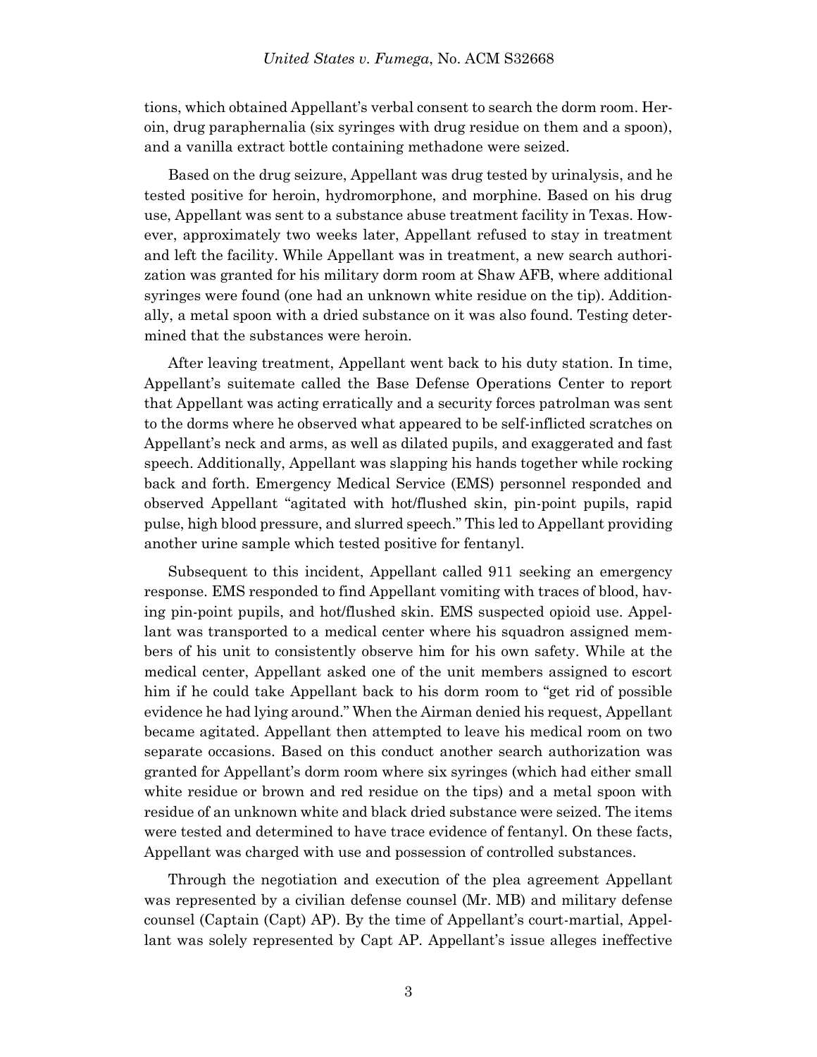tions, which obtained Appellant's verbal consent to search the dorm room. Heroin, drug paraphernalia (six syringes with drug residue on them and a spoon), and a vanilla extract bottle containing methadone were seized.

Based on the drug seizure, Appellant was drug tested by urinalysis, and he tested positive for heroin, hydromorphone, and morphine. Based on his drug use, Appellant was sent to a substance abuse treatment facility in Texas. However, approximately two weeks later, Appellant refused to stay in treatment and left the facility. While Appellant was in treatment, a new search authorization was granted for his military dorm room at Shaw AFB, where additional syringes were found (one had an unknown white residue on the tip). Additionally, a metal spoon with a dried substance on it was also found. Testing determined that the substances were heroin.

After leaving treatment, Appellant went back to his duty station. In time, Appellant's suitemate called the Base Defense Operations Center to report that Appellant was acting erratically and a security forces patrolman was sent to the dorms where he observed what appeared to be self-inflicted scratches on Appellant's neck and arms, as well as dilated pupils, and exaggerated and fast speech. Additionally, Appellant was slapping his hands together while rocking back and forth. Emergency Medical Service (EMS) personnel responded and observed Appellant "agitated with hot/flushed skin, pin-point pupils, rapid pulse, high blood pressure, and slurred speech." This led to Appellant providing another urine sample which tested positive for fentanyl.

Subsequent to this incident, Appellant called 911 seeking an emergency response. EMS responded to find Appellant vomiting with traces of blood, having pin-point pupils, and hot/flushed skin. EMS suspected opioid use. Appellant was transported to a medical center where his squadron assigned members of his unit to consistently observe him for his own safety. While at the medical center, Appellant asked one of the unit members assigned to escort him if he could take Appellant back to his dorm room to "get rid of possible evidence he had lying around." When the Airman denied his request, Appellant became agitated. Appellant then attempted to leave his medical room on two separate occasions. Based on this conduct another search authorization was granted for Appellant's dorm room where six syringes (which had either small white residue or brown and red residue on the tips) and a metal spoon with residue of an unknown white and black dried substance were seized. The items were tested and determined to have trace evidence of fentanyl. On these facts, Appellant was charged with use and possession of controlled substances.

Through the negotiation and execution of the plea agreement Appellant was represented by a civilian defense counsel (Mr. MB) and military defense counsel (Captain (Capt) AP). By the time of Appellant's court-martial, Appellant was solely represented by Capt AP. Appellant's issue alleges ineffective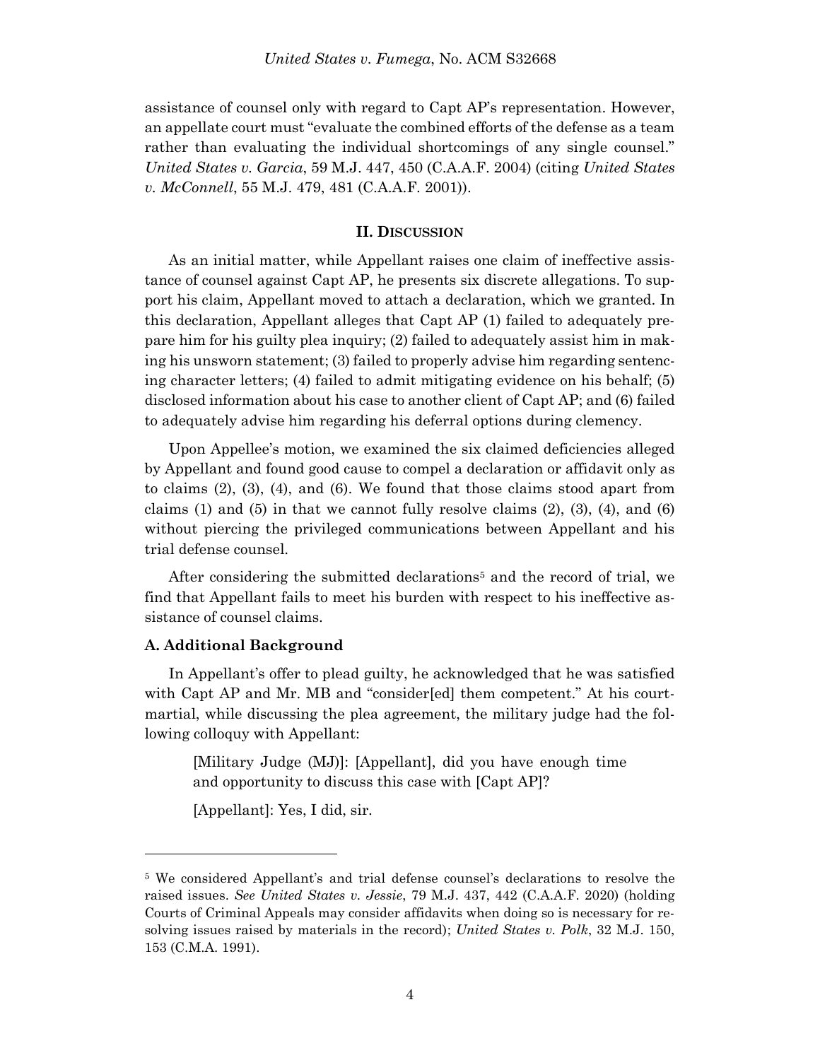assistance of counsel only with regard to Capt AP's representation. However, an appellate court must "evaluate the combined efforts of the defense as a team rather than evaluating the individual shortcomings of any single counsel." *United States v. Garcia*, 59 M.J. 447, 450 (C.A.A.F. 2004) (citing *United States v. McConnell*, 55 M.J. 479, 481 (C.A.A.F. 2001)).

## II. DISCUSSION

As an initial matter, while Appellant raises one claim of ineffective assistance of counsel against Capt AP, he presents six discrete allegations. To support his claim, Appellant moved to attach a declaration, which we granted. In this declaration, Appellant alleges that Capt AP (1) failed to adequately prepare him for his guilty plea inquiry; (2) failed to adequately assist him in making his unsworn statement; (3) failed to properly advise him regarding sentencing character letters; (4) failed to admit mitigating evidence on his behalf; (5) disclosed information about his case to another client of Capt AP; and (6) failed to adequately advise him regarding his deferral options during clemency.

Upon Appellee's motion, we examined the six claimed deficiencies alleged by Appellant and found good cause to compel a declaration or affidavit only as to claims (2), (3), (4), and (6). We found that those claims stood apart from claims (1) and (5) in that we cannot fully resolve claims (2), (3), (4), and (6) without piercing the privileged communications between Appellant and his trial defense counsel.

After considering the submitted declarations[5] and the record of trial, we find that Appellant fails to meet his burden with respect to his ineffective assistance of counsel claims.

### A. Additional Background

In Appellant's offer to plead guilty, he acknowledged that he was satisfied with Capt AP and Mr. MB and "consider[ed] them competent." At his court-martial, while discussing the plea agreement, the military judge had the following colloquy with Appellant:

> [Military Judge (MJ)]: [Appellant], did you have enough time and opportunity to discuss this case with [Capt AP]?
>
> [Appellant]: Yes, I did, sir.

---

[5] We considered Appellant's and trial defense counsel's declarations to resolve the raised issues. *See United States v. Jessie*, 79 M.J. 437, 442 (C.A.A.F. 2020) (holding Courts of Criminal Appeals may consider affidavits when doing so is necessary for resolving issues raised by materials in the record); *United States v. Polk*, 32 M.J. 150, 153 (C.M.A. 1991).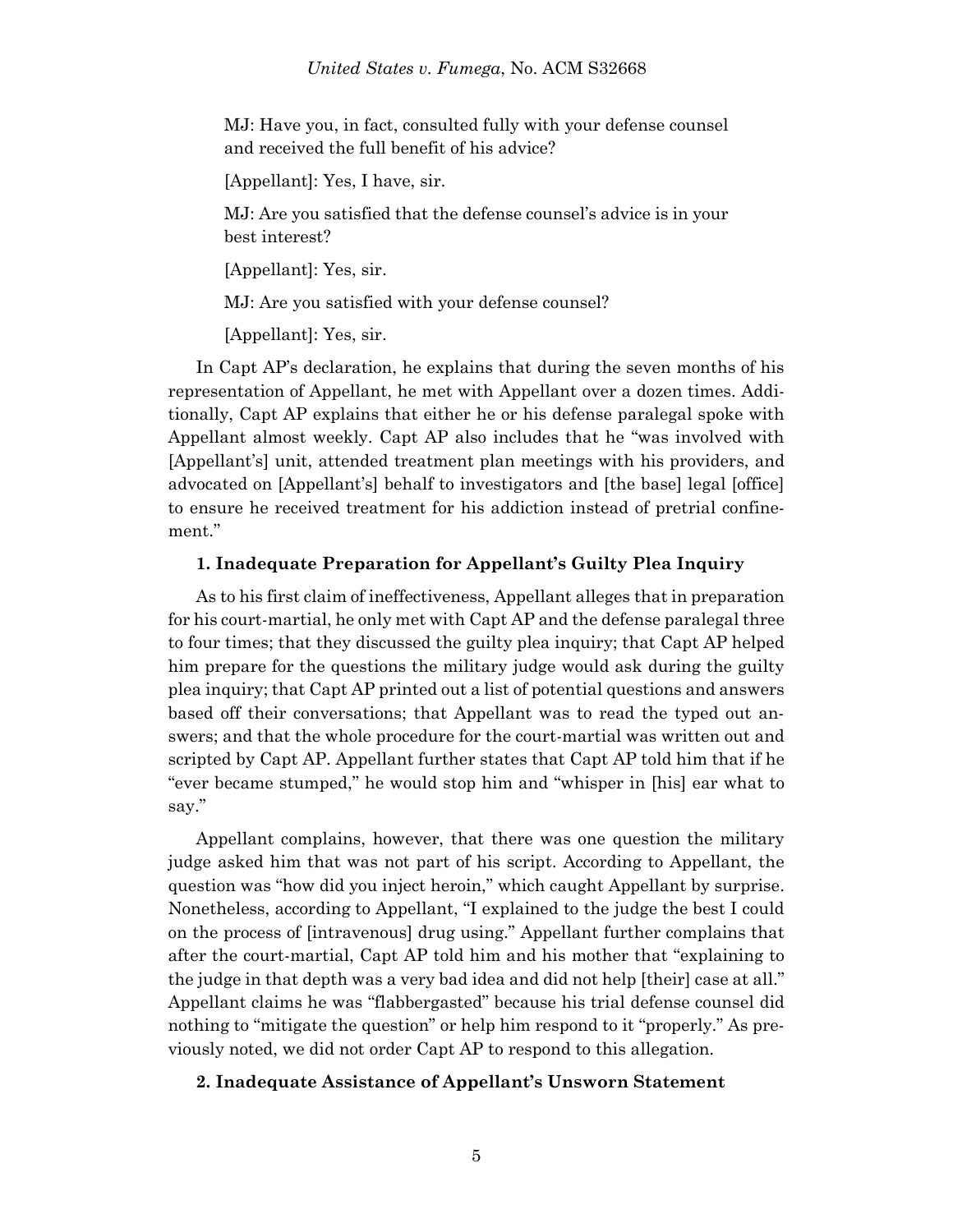MJ: Have you, in fact, consulted fully with your defense counsel and received the full benefit of his advice?

[Appellant]: Yes, I have, sir.

MJ: Are you satisfied that the defense counsel's advice is in your best interest?

[Appellant]: Yes, sir.

MJ: Are you satisfied with your defense counsel?

[Appellant]: Yes, sir.

In Capt AP's declaration, he explains that during the seven months of his representation of Appellant, he met with Appellant over a dozen times. Additionally, Capt AP explains that either he or his defense paralegal spoke with Appellant almost weekly. Capt AP also includes that he "was involved with [Appellant's] unit, attended treatment plan meetings with his providers, and advocated on [Appellant's] behalf to investigators and [the base] legal [office] to ensure he received treatment for his addiction instead of pretrial confinement."

**1. Inadequate Preparation for Appellant's Guilty Plea Inquiry**

As to his first claim of ineffectiveness, Appellant alleges that in preparation for his court-martial, he only met with Capt AP and the defense paralegal three to four times; that they discussed the guilty plea inquiry; that Capt AP helped him prepare for the questions the military judge would ask during the guilty plea inquiry; that Capt AP printed out a list of potential questions and answers based off their conversations; that Appellant was to read the typed out answers; and that the whole procedure for the court-martial was written out and scripted by Capt AP. Appellant further states that Capt AP told him that if he "ever became stumped," he would stop him and "whisper in [his] ear what to say."

Appellant complains, however, that there was one question the military judge asked him that was not part of his script. According to Appellant, the question was "how did you inject heroin," which caught Appellant by surprise. Nonetheless, according to Appellant, "I explained to the judge the best I could on the process of [intravenous] drug using." Appellant further complains that after the court-martial, Capt AP told him and his mother that "explaining to the judge in that depth was a very bad idea and did not help [their] case at all." Appellant claims he was "flabbergasted" because his trial defense counsel did nothing to "mitigate the question" or help him respond to it "properly." As previously noted, we did not order Capt AP to respond to this allegation.

**2. Inadequate Assistance of Appellant's Unsworn Statement**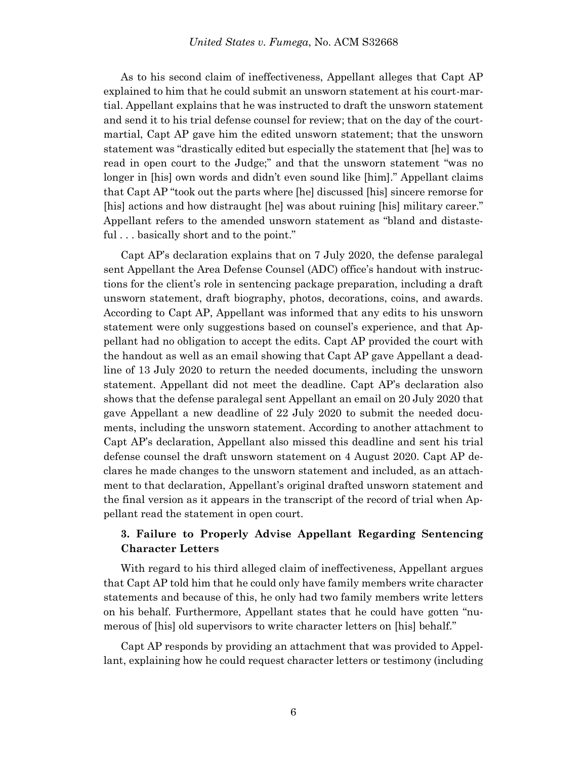As to his second claim of ineffectiveness, Appellant alleges that Capt AP explained to him that he could submit an unsworn statement at his court-martial. Appellant explains that he was instructed to draft the unsworn statement and send it to his trial defense counsel for review; that on the day of the court-martial, Capt AP gave him the edited unsworn statement; that the unsworn statement was "drastically edited but especially the statement that [he] was to read in open court to the Judge;" and that the unsworn statement "was no longer in [his] own words and didn't even sound like [him]." Appellant claims that Capt AP "took out the parts where [he] discussed [his] sincere remorse for [his] actions and how distraught [he] was about ruining [his] military career." Appellant refers to the amended unsworn statement as "bland and distasteful . . . basically short and to the point."

Capt AP's declaration explains that on 7 July 2020, the defense paralegal sent Appellant the Area Defense Counsel (ADC) office's handout with instructions for the client's role in sentencing package preparation, including a draft unsworn statement, draft biography, photos, decorations, coins, and awards. According to Capt AP, Appellant was informed that any edits to his unsworn statement were only suggestions based on counsel's experience, and that Appellant had no obligation to accept the edits. Capt AP provided the court with the handout as well as an email showing that Capt AP gave Appellant a deadline of 13 July 2020 to return the needed documents, including the unsworn statement. Appellant did not meet the deadline. Capt AP's declaration also shows that the defense paralegal sent Appellant an email on 20 July 2020 that gave Appellant a new deadline of 22 July 2020 to submit the needed documents, including the unsworn statement. According to another attachment to Capt AP's declaration, Appellant also missed this deadline and sent his trial defense counsel the draft unsworn statement on 4 August 2020. Capt AP declares he made changes to the unsworn statement and included, as an attachment to that declaration, Appellant's original drafted unsworn statement and the final version as it appears in the transcript of the record of trial when Appellant read the statement in open court.

### 3. Failure to Properly Advise Appellant Regarding Sentencing Character Letters

With regard to his third alleged claim of ineffectiveness, Appellant argues that Capt AP told him that he could only have family members write character statements and because of this, he only had two family members write letters on his behalf. Furthermore, Appellant states that he could have gotten "numerous of [his] old supervisors to write character letters on [his] behalf."

Capt AP responds by providing an attachment that was provided to Appellant, explaining how he could request character letters or testimony (including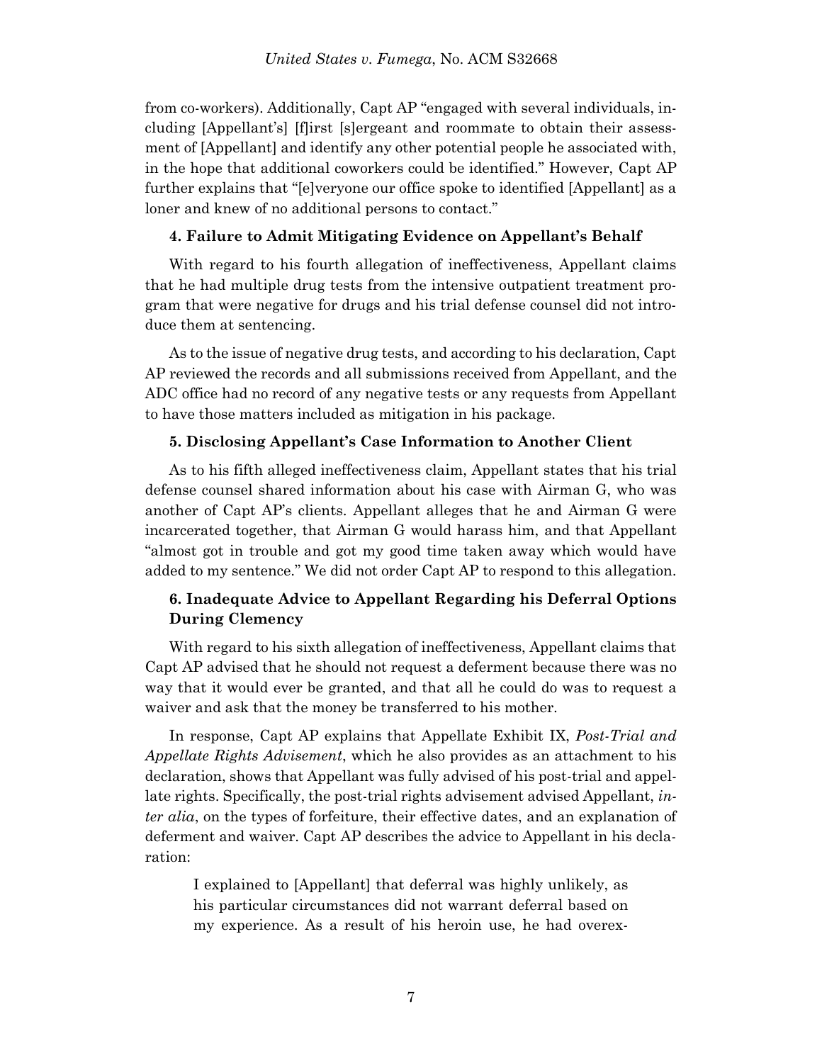from co-workers). Additionally, Capt AP "engaged with several individuals, including [Appellant's] [f]irst [s]ergeant and roommate to obtain their assessment of [Appellant] and identify any other potential people he associated with, in the hope that additional coworkers could be identified." However, Capt AP further explains that "[e]veryone our office spoke to identified [Appellant] as a loner and knew of no additional persons to contact."

#### 4. Failure to Admit Mitigating Evidence on Appellant's Behalf

With regard to his fourth allegation of ineffectiveness, Appellant claims that he had multiple drug tests from the intensive outpatient treatment program that were negative for drugs and his trial defense counsel did not introduce them at sentencing.

As to the issue of negative drug tests, and according to his declaration, Capt AP reviewed the records and all submissions received from Appellant, and the ADC office had no record of any negative tests or any requests from Appellant to have those matters included as mitigation in his package.

#### 5. Disclosing Appellant's Case Information to Another Client

As to his fifth alleged ineffectiveness claim, Appellant states that his trial defense counsel shared information about his case with Airman G, who was another of Capt AP's clients. Appellant alleges that he and Airman G were incarcerated together, that Airman G would harass him, and that Appellant "almost got in trouble and got my good time taken away which would have added to my sentence." We did not order Capt AP to respond to this allegation.

#### 6. Inadequate Advice to Appellant Regarding his Deferral Options During Clemency

With regard to his sixth allegation of ineffectiveness, Appellant claims that Capt AP advised that he should not request a deferment because there was no way that it would ever be granted, and that all he could do was to request a waiver and ask that the money be transferred to his mother.

In response, Capt AP explains that Appellate Exhibit IX, *Post-Trial and Appellate Rights Advisement*, which he also provides as an attachment to his declaration, shows that Appellant was fully advised of his post-trial and appellate rights. Specifically, the post-trial rights advisement advised Appellant, *inter alia*, on the types of forfeiture, their effective dates, and an explanation of deferment and waiver. Capt AP describes the advice to Appellant in his declaration:

> I explained to [Appellant] that deferral was highly unlikely, as his particular circumstances did not warrant deferral based on my experience. As a result of his heroin use, he had overex-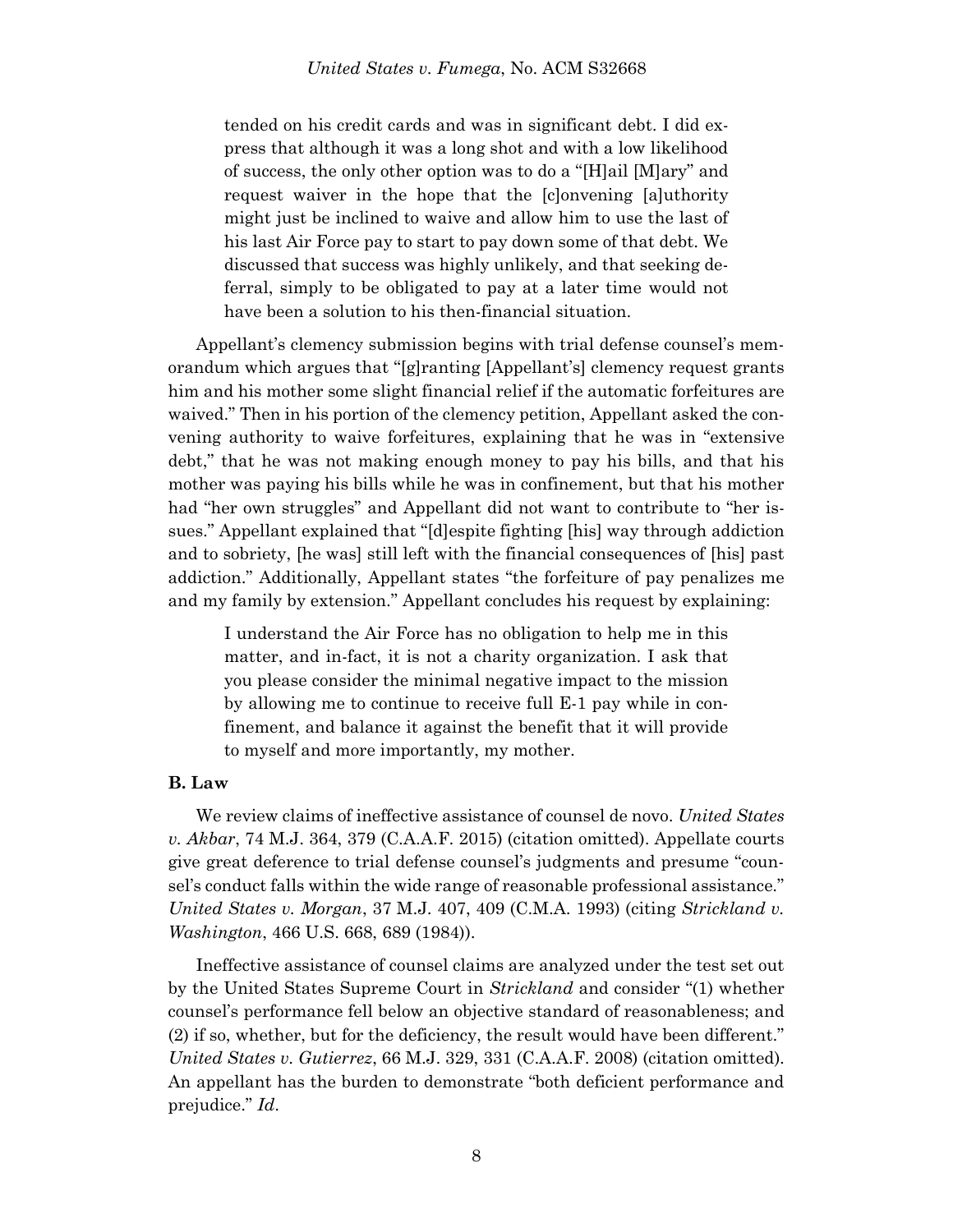tended on his credit cards and was in significant debt. I did express that although it was a long shot and with a low likelihood of success, the only other option was to do a "[H]ail [M]ary" and request waiver in the hope that the [c]onvening [a]uthority might just be inclined to waive and allow him to use the last of his last Air Force pay to start to pay down some of that debt. We discussed that success was highly unlikely, and that seeking deferral, simply to be obligated to pay at a later time would not have been a solution to his then-financial situation.

Appellant's clemency submission begins with trial defense counsel's memorandum which argues that "[g]ranting [Appellant's] clemency request grants him and his mother some slight financial relief if the automatic forfeitures are waived." Then in his portion of the clemency petition, Appellant asked the convening authority to waive forfeitures, explaining that he was in "extensive debt," that he was not making enough money to pay his bills, and that his mother was paying his bills while he was in confinement, but that his mother had "her own struggles" and Appellant did not want to contribute to "her issues." Appellant explained that "[d]espite fighting [his] way through addiction and to sobriety, [he was] still left with the financial consequences of [his] past addiction." Additionally, Appellant states "the forfeiture of pay penalizes me and my family by extension." Appellant concludes his request by explaining:

> I understand the Air Force has no obligation to help me in this matter, and in-fact, it is not a charity organization. I ask that you please consider the minimal negative impact to the mission by allowing me to continue to receive full E-1 pay while in confinement, and balance it against the benefit that it will provide to myself and more importantly, my mother.

### B. Law

We review claims of ineffective assistance of counsel de novo. *United States v. Akbar*, 74 M.J. 364, 379 (C.A.A.F. 2015) (citation omitted). Appellate courts give great deference to trial defense counsel's judgments and presume "counsel's conduct falls within the wide range of reasonable professional assistance." *United States v. Morgan*, 37 M.J. 407, 409 (C.M.A. 1993) (citing *Strickland v. Washington*, 466 U.S. 668, 689 (1984)).

Ineffective assistance of counsel claims are analyzed under the test set out by the United States Supreme Court in *Strickland* and consider "(1) whether counsel's performance fell below an objective standard of reasonableness; and (2) if so, whether, but for the deficiency, the result would have been different." *United States v. Gutierrez*, 66 M.J. 329, 331 (C.A.A.F. 2008) (citation omitted). An appellant has the burden to demonstrate "both deficient performance and prejudice." *Id*.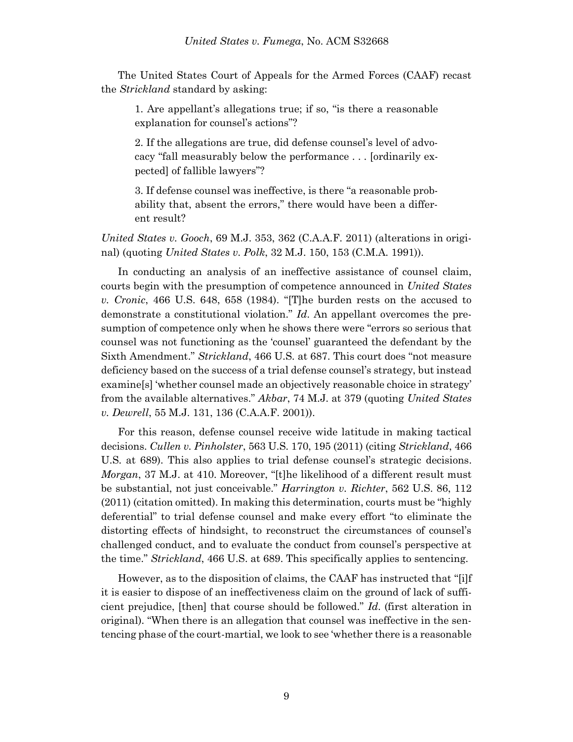The United States Court of Appeals for the Armed Forces (CAAF) recast the *Strickland* standard by asking:

> 1. Are appellant's allegations true; if so, "is there a reasonable explanation for counsel's actions"?
>
> 2. If the allegations are true, did defense counsel's level of advocacy "fall measurably below the performance . . . [ordinarily expected] of fallible lawyers"?
>
> 3. If defense counsel was ineffective, is there "a reasonable probability that, absent the errors," there would have been a different result?

*United States v. Gooch*, 69 M.J. 353, 362 (C.A.A.F. 2011) (alterations in original) (quoting *United States v. Polk*, 32 M.J. 150, 153 (C.M.A. 1991)).

In conducting an analysis of an ineffective assistance of counsel claim, courts begin with the presumption of competence announced in *United States v. Cronic*, 466 U.S. 648, 658 (1984). "[T]he burden rests on the accused to demonstrate a constitutional violation." *Id.* An appellant overcomes the presumption of competence only when he shows there were "errors so serious that counsel was not functioning as the 'counsel' guaranteed the defendant by the Sixth Amendment." *Strickland*, 466 U.S. at 687. This court does "not measure deficiency based on the success of a trial defense counsel's strategy, but instead examine[s] 'whether counsel made an objectively reasonable choice in strategy' from the available alternatives." *Akbar*, 74 M.J. at 379 (quoting *United States v. Dewrell*, 55 M.J. 131, 136 (C.A.A.F. 2001)).

For this reason, defense counsel receive wide latitude in making tactical decisions. *Cullen v. Pinholster*, 563 U.S. 170, 195 (2011) (citing *Strickland*, 466 U.S. at 689). This also applies to trial defense counsel's strategic decisions. *Morgan*, 37 M.J. at 410. Moreover, "[t]he likelihood of a different result must be substantial, not just conceivable." *Harrington v. Richter*, 562 U.S. 86, 112 (2011) (citation omitted). In making this determination, courts must be "highly deferential" to trial defense counsel and make every effort "to eliminate the distorting effects of hindsight, to reconstruct the circumstances of counsel's challenged conduct, and to evaluate the conduct from counsel's perspective at the time." *Strickland*, 466 U.S. at 689. This specifically applies to sentencing.

However, as to the disposition of claims, the CAAF has instructed that "[i]f it is easier to dispose of an ineffectiveness claim on the ground of lack of sufficient prejudice, [then] that course should be followed." *Id.* (first alteration in original). "When there is an allegation that counsel was ineffective in the sentencing phase of the court-martial, we look to see 'whether there is a reasonable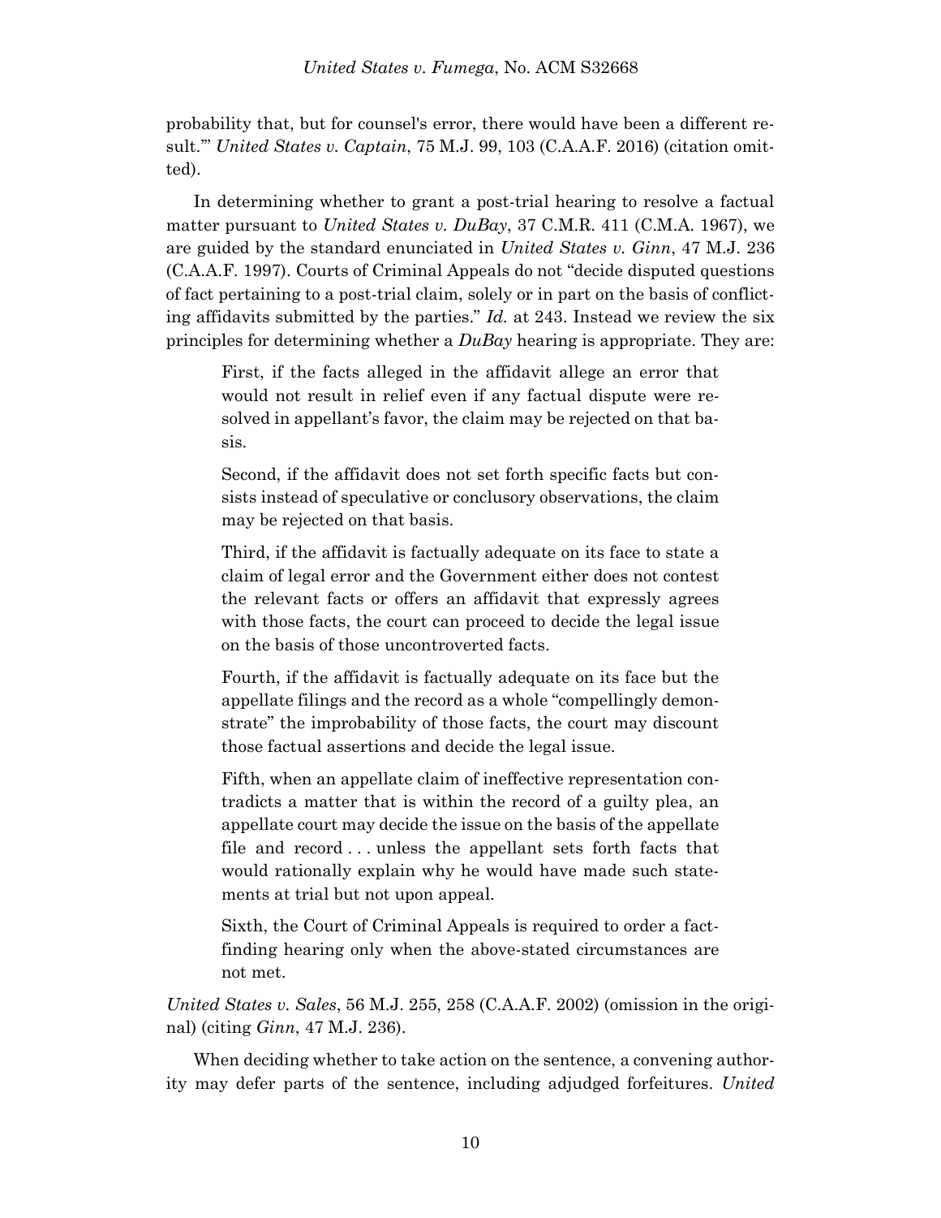probability that, but for counsel's error, there would have been a different result.'" *United States v. Captain*, 75 M.J. 99, 103 (C.A.A.F. 2016) (citation omitted).

In determining whether to grant a post-trial hearing to resolve a factual matter pursuant to *United States v. DuBay*, 37 C.M.R. 411 (C.M.A. 1967), we are guided by the standard enunciated in *United States v. Ginn*, 47 M.J. 236 (C.A.A.F. 1997). Courts of Criminal Appeals do not "decide disputed questions of fact pertaining to a post-trial claim, solely or in part on the basis of conflicting affidavits submitted by the parties." *Id.* at 243. Instead we review the six principles for determining whether a *DuBay* hearing is appropriate. They are:

> First, if the facts alleged in the affidavit allege an error that would not result in relief even if any factual dispute were resolved in appellant's favor, the claim may be rejected on that basis.
>
> Second, if the affidavit does not set forth specific facts but consists instead of speculative or conclusory observations, the claim may be rejected on that basis.
>
> Third, if the affidavit is factually adequate on its face to state a claim of legal error and the Government either does not contest the relevant facts or offers an affidavit that expressly agrees with those facts, the court can proceed to decide the legal issue on the basis of those uncontroverted facts.
>
> Fourth, if the affidavit is factually adequate on its face but the appellate filings and the record as a whole "compellingly demonstrate" the improbability of those facts, the court may discount those factual assertions and decide the legal issue.
>
> Fifth, when an appellate claim of ineffective representation contradicts a matter that is within the record of a guilty plea, an appellate court may decide the issue on the basis of the appellate file and record . . . unless the appellant sets forth facts that would rationally explain why he would have made such statements at trial but not upon appeal.
>
> Sixth, the Court of Criminal Appeals is required to order a fact-finding hearing only when the above-stated circumstances are not met.

*United States v. Sales*, 56 M.J. 255, 258 (C.A.A.F. 2002) (omission in the original) (citing *Ginn*, 47 M.J. 236).

When deciding whether to take action on the sentence, a convening authority may defer parts of the sentence, including adjudged forfeitures. *United*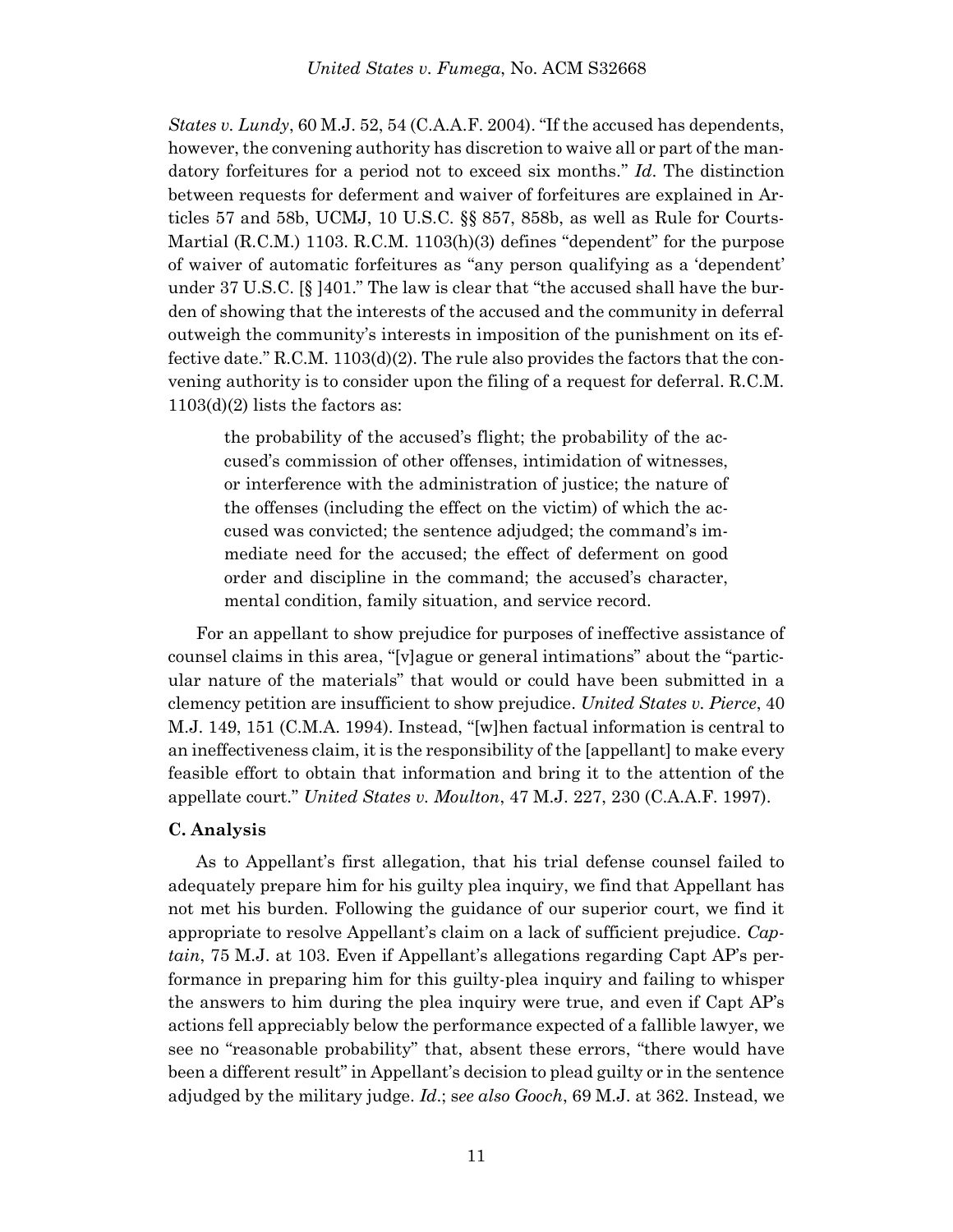*States v. Lundy*, 60 M.J. 52, 54 (C.A.A.F. 2004). "If the accused has dependents, however, the convening authority has discretion to waive all or part of the mandatory forfeitures for a period not to exceed six months." *Id*. The distinction between requests for deferment and waiver of forfeitures are explained in Articles 57 and 58b, UCMJ, 10 U.S.C. §§ 857, 858b, as well as Rule for Courts-Martial (R.C.M.) 1103. R.C.M. 1103(h)(3) defines "dependent" for the purpose of waiver of automatic forfeitures as "any person qualifying as a 'dependent' under 37 U.S.C. [§ ]401." The law is clear that "the accused shall have the burden of showing that the interests of the accused and the community in deferral outweigh the community's interests in imposition of the punishment on its effective date." R.C.M. 1103(d)(2). The rule also provides the factors that the convening authority is to consider upon the filing of a request for deferral. R.C.M. 1103(d)(2) lists the factors as:

> the probability of the accused's flight; the probability of the accused's commission of other offenses, intimidation of witnesses, or interference with the administration of justice; the nature of the offenses (including the effect on the victim) of which the accused was convicted; the sentence adjudged; the command's immediate need for the accused; the effect of deferment on good order and discipline in the command; the accused's character, mental condition, family situation, and service record.

For an appellant to show prejudice for purposes of ineffective assistance of counsel claims in this area, "[v]ague or general intimations" about the "particular nature of the materials" that would or could have been submitted in a clemency petition are insufficient to show prejudice. *United States v. Pierce*, 40 M.J. 149, 151 (C.M.A. 1994). Instead, "[w]hen factual information is central to an ineffectiveness claim, it is the responsibility of the [appellant] to make every feasible effort to obtain that information and bring it to the attention of the appellate court." *United States v. Moulton*, 47 M.J. 227, 230 (C.A.A.F. 1997).

### C. Analysis

As to Appellant's first allegation, that his trial defense counsel failed to adequately prepare him for his guilty plea inquiry, we find that Appellant has not met his burden. Following the guidance of our superior court, we find it appropriate to resolve Appellant's claim on a lack of sufficient prejudice. *Captain*, 75 M.J. at 103. Even if Appellant's allegations regarding Capt AP's performance in preparing him for this guilty-plea inquiry and failing to whisper the answers to him during the plea inquiry were true, and even if Capt AP's actions fell appreciably below the performance expected of a fallible lawyer, we see no "reasonable probability" that, absent these errors, "there would have been a different result" in Appellant's decision to plead guilty or in the sentence adjudged by the military judge. *Id*.; s*ee also Gooch*, 69 M.J. at 362. Instead, we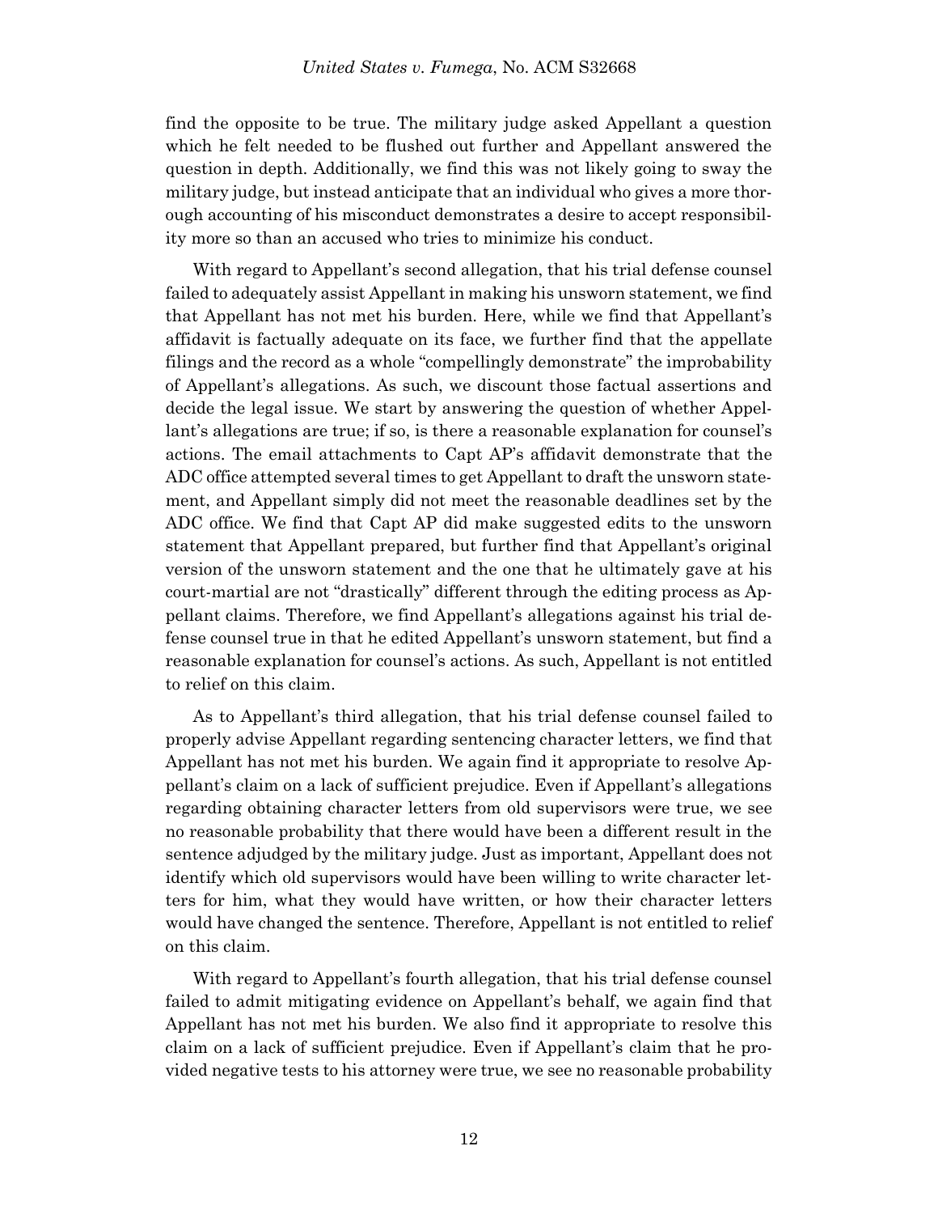find the opposite to be true. The military judge asked Appellant a question which he felt needed to be flushed out further and Appellant answered the question in depth. Additionally, we find this was not likely going to sway the military judge, but instead anticipate that an individual who gives a more thorough accounting of his misconduct demonstrates a desire to accept responsibility more so than an accused who tries to minimize his conduct.

With regard to Appellant's second allegation, that his trial defense counsel failed to adequately assist Appellant in making his unsworn statement, we find that Appellant has not met his burden. Here, while we find that Appellant's affidavit is factually adequate on its face, we further find that the appellate filings and the record as a whole "compellingly demonstrate" the improbability of Appellant's allegations. As such, we discount those factual assertions and decide the legal issue. We start by answering the question of whether Appellant's allegations are true; if so, is there a reasonable explanation for counsel's actions. The email attachments to Capt AP's affidavit demonstrate that the ADC office attempted several times to get Appellant to draft the unsworn statement, and Appellant simply did not meet the reasonable deadlines set by the ADC office. We find that Capt AP did make suggested edits to the unsworn statement that Appellant prepared, but further find that Appellant's original version of the unsworn statement and the one that he ultimately gave at his court-martial are not "drastically" different through the editing process as Appellant claims. Therefore, we find Appellant's allegations against his trial defense counsel true in that he edited Appellant's unsworn statement, but find a reasonable explanation for counsel's actions. As such, Appellant is not entitled to relief on this claim.

As to Appellant's third allegation, that his trial defense counsel failed to properly advise Appellant regarding sentencing character letters, we find that Appellant has not met his burden. We again find it appropriate to resolve Appellant's claim on a lack of sufficient prejudice. Even if Appellant's allegations regarding obtaining character letters from old supervisors were true, we see no reasonable probability that there would have been a different result in the sentence adjudged by the military judge. Just as important, Appellant does not identify which old supervisors would have been willing to write character letters for him, what they would have written, or how their character letters would have changed the sentence. Therefore, Appellant is not entitled to relief on this claim.

With regard to Appellant's fourth allegation, that his trial defense counsel failed to admit mitigating evidence on Appellant's behalf, we again find that Appellant has not met his burden. We also find it appropriate to resolve this claim on a lack of sufficient prejudice. Even if Appellant's claim that he provided negative tests to his attorney were true, we see no reasonable probability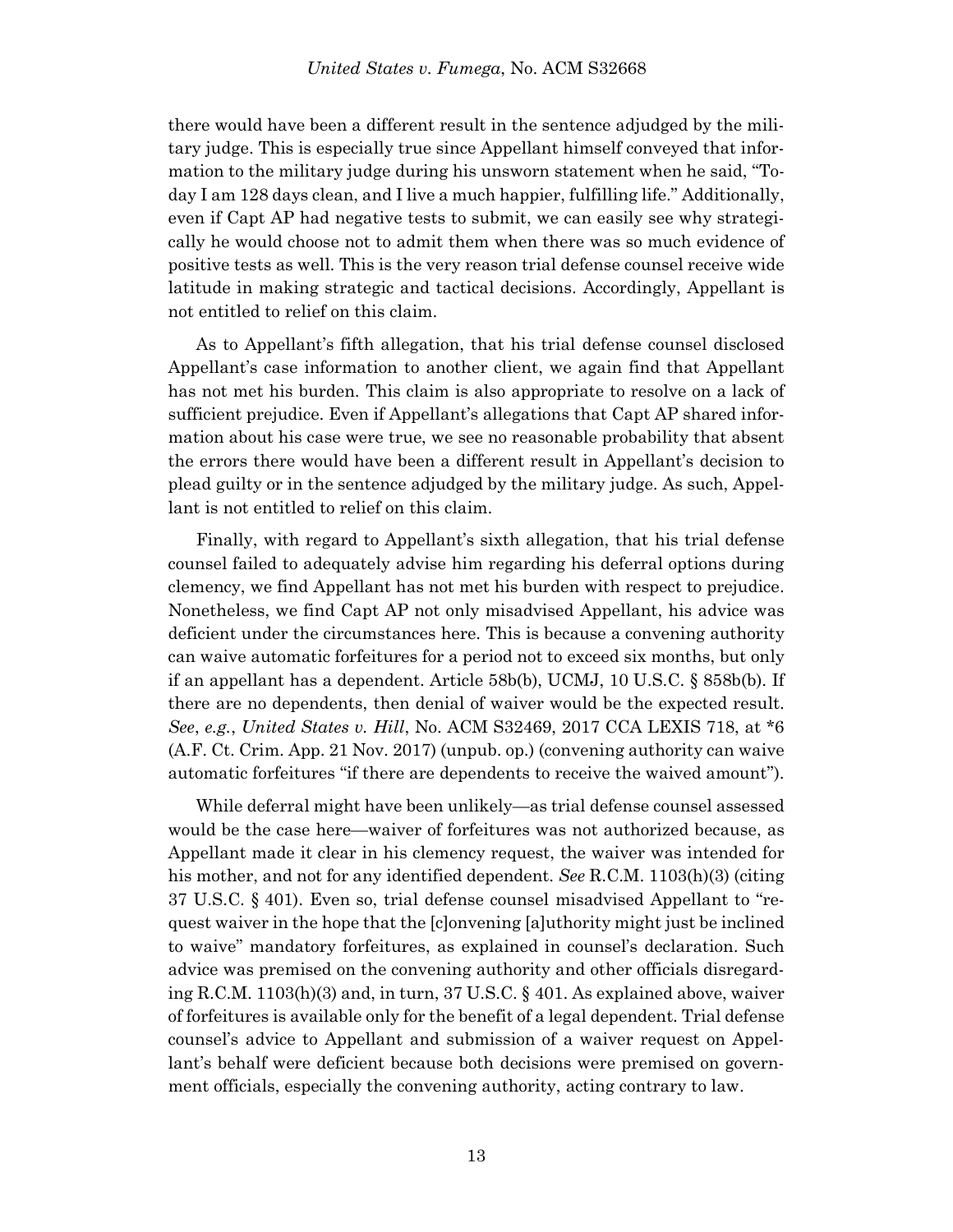there would have been a different result in the sentence adjudged by the military judge. This is especially true since Appellant himself conveyed that information to the military judge during his unsworn statement when he said, "Today I am 128 days clean, and I live a much happier, fulfilling life." Additionally, even if Capt AP had negative tests to submit, we can easily see why strategically he would choose not to admit them when there was so much evidence of positive tests as well. This is the very reason trial defense counsel receive wide latitude in making strategic and tactical decisions. Accordingly, Appellant is not entitled to relief on this claim.

As to Appellant's fifth allegation, that his trial defense counsel disclosed Appellant's case information to another client, we again find that Appellant has not met his burden. This claim is also appropriate to resolve on a lack of sufficient prejudice. Even if Appellant's allegations that Capt AP shared information about his case were true, we see no reasonable probability that absent the errors there would have been a different result in Appellant's decision to plead guilty or in the sentence adjudged by the military judge. As such, Appellant is not entitled to relief on this claim.

Finally, with regard to Appellant's sixth allegation, that his trial defense counsel failed to adequately advise him regarding his deferral options during clemency, we find Appellant has not met his burden with respect to prejudice. Nonetheless, we find Capt AP not only misadvised Appellant, his advice was deficient under the circumstances here. This is because a convening authority can waive automatic forfeitures for a period not to exceed six months, but only if an appellant has a dependent. Article 58b(b), UCMJ, 10 U.S.C. § 858b(b). If there are no dependents, then denial of waiver would be the expected result. *See*, *e.g.*, *United States v. Hill*, No. ACM S32469, 2017 CCA LEXIS 718, at *6 (A.F. Ct. Crim. App. 21 Nov. 2017) (unpub. op.) (convening authority can waive automatic forfeitures "if there are dependents to receive the waived amount").

While deferral might have been unlikely—as trial defense counsel assessed would be the case here—waiver of forfeitures was not authorized because, as Appellant made it clear in his clemency request, the waiver was intended for his mother, and not for any identified dependent. *See* R.C.M. 1103(h)(3) (citing 37 U.S.C. § 401). Even so, trial defense counsel misadvised Appellant to "request waiver in the hope that the [c]onvening [a]uthority might just be inclined to waive" mandatory forfeitures, as explained in counsel's declaration. Such advice was premised on the convening authority and other officials disregarding R.C.M. 1103(h)(3) and, in turn, 37 U.S.C. § 401. As explained above, waiver of forfeitures is available only for the benefit of a legal dependent. Trial defense counsel's advice to Appellant and submission of a waiver request on Appellant's behalf were deficient because both decisions were premised on government officials, especially the convening authority, acting contrary to law.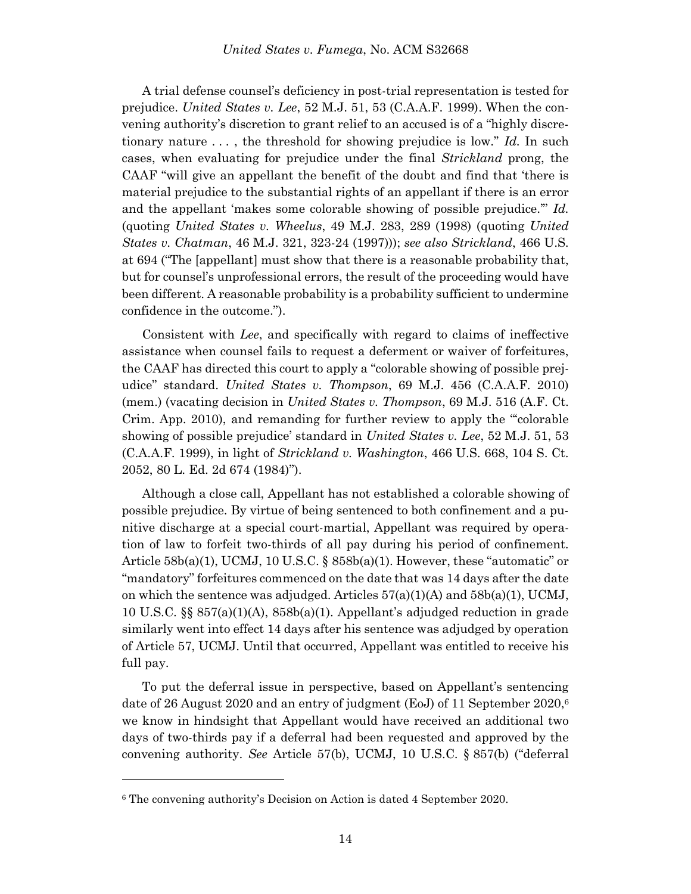A trial defense counsel's deficiency in post-trial representation is tested for prejudice. *United States v. Lee*, 52 M.J. 51, 53 (C.A.A.F. 1999). When the convening authority's discretion to grant relief to an accused is of a "highly discretionary nature . . . , the threshold for showing prejudice is low." *Id.* In such cases, when evaluating for prejudice under the final *Strickland* prong, the CAAF "will give an appellant the benefit of the doubt and find that 'there is material prejudice to the substantial rights of an appellant if there is an error and the appellant 'makes some colorable showing of possible prejudice.'" *Id.* (quoting *United States v. Wheelus*, 49 M.J. 283, 289 (1998) (quoting *United States v. Chatman*, 46 M.J. 321, 323-24 (1997))); *see also Strickland*, 466 U.S. at 694 ("The [appellant] must show that there is a reasonable probability that, but for counsel's unprofessional errors, the result of the proceeding would have been different. A reasonable probability is a probability sufficient to undermine confidence in the outcome.").

Consistent with *Lee*, and specifically with regard to claims of ineffective assistance when counsel fails to request a deferment or waiver of forfeitures, the CAAF has directed this court to apply a "colorable showing of possible prejudice" standard. *United States v. Thompson*, 69 M.J. 456 (C.A.A.F. 2010) (mem.) (vacating decision in *United States v. Thompson*, 69 M.J. 516 (A.F. Ct. Crim. App. 2010), and remanding for further review to apply the "'colorable showing of possible prejudice' standard in *United States v. Lee*, 52 M.J. 51, 53 (C.A.A.F. 1999), in light of *Strickland v. Washington*, 466 U.S. 668, 104 S. Ct. 2052, 80 L. Ed. 2d 674 (1984)").

Although a close call, Appellant has not established a colorable showing of possible prejudice. By virtue of being sentenced to both confinement and a punitive discharge at a special court-martial, Appellant was required by operation of law to forfeit two-thirds of all pay during his period of confinement. Article 58b(a)(1), UCMJ, 10 U.S.C. § 858b(a)(1). However, these "automatic" or "mandatory" forfeitures commenced on the date that was 14 days after the date on which the sentence was adjudged. Articles 57(a)(1)(A) and 58b(a)(1), UCMJ, 10 U.S.C. §§ 857(a)(1)(A), 858b(a)(1). Appellant's adjudged reduction in grade similarly went into effect 14 days after his sentence was adjudged by operation of Article 57, UCMJ. Until that occurred, Appellant was entitled to receive his full pay.

To put the deferral issue in perspective, based on Appellant's sentencing date of 26 August 2020 and an entry of judgment (EoJ) of 11 September 2020,[6] we know in hindsight that Appellant would have received an additional two days of two-thirds pay if a deferral had been requested and approved by the convening authority. *See* Article 57(b), UCMJ, 10 U.S.C. § 857(b) ("deferral

---

[6] The convening authority's Decision on Action is dated 4 September 2020.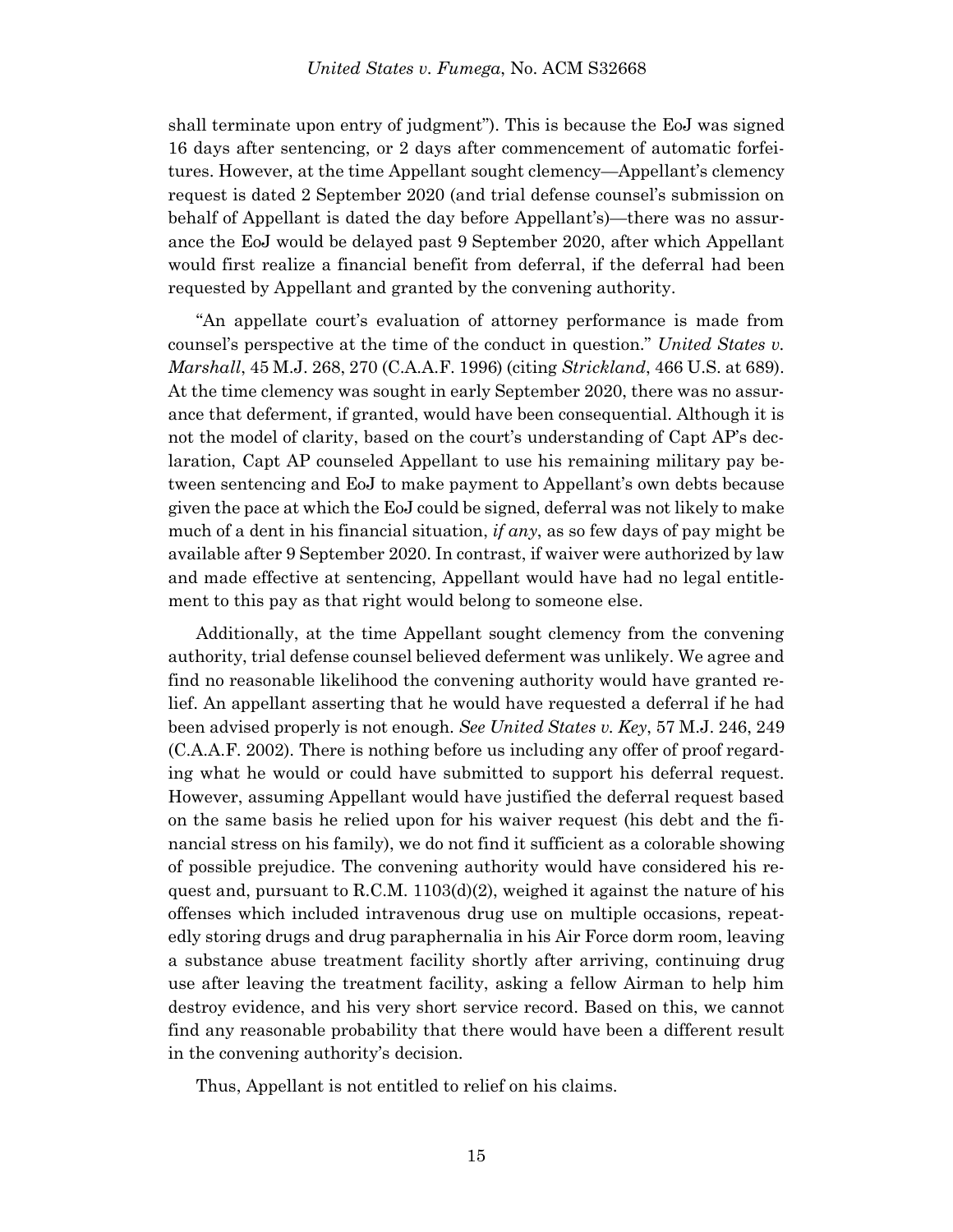shall terminate upon entry of judgment"). This is because the EoJ was signed 16 days after sentencing, or 2 days after commencement of automatic forfeitures. However, at the time Appellant sought clemency—Appellant's clemency request is dated 2 September 2020 (and trial defense counsel's submission on behalf of Appellant is dated the day before Appellant's)—there was no assurance the EoJ would be delayed past 9 September 2020, after which Appellant would first realize a financial benefit from deferral, if the deferral had been requested by Appellant and granted by the convening authority.

"An appellate court's evaluation of attorney performance is made from counsel's perspective at the time of the conduct in question." *United States v. Marshall*, 45 M.J. 268, 270 (C.A.A.F. 1996) (citing *Strickland*, 466 U.S. at 689). At the time clemency was sought in early September 2020, there was no assurance that deferment, if granted, would have been consequential. Although it is not the model of clarity, based on the court's understanding of Capt AP's declaration, Capt AP counseled Appellant to use his remaining military pay between sentencing and EoJ to make payment to Appellant's own debts because given the pace at which the EoJ could be signed, deferral was not likely to make much of a dent in his financial situation, *if any*, as so few days of pay might be available after 9 September 2020. In contrast, if waiver were authorized by law and made effective at sentencing, Appellant would have had no legal entitlement to this pay as that right would belong to someone else.

Additionally, at the time Appellant sought clemency from the convening authority, trial defense counsel believed deferment was unlikely. We agree and find no reasonable likelihood the convening authority would have granted relief. An appellant asserting that he would have requested a deferral if he had been advised properly is not enough. *See United States v. Key*, 57 M.J. 246, 249 (C.A.A.F. 2002). There is nothing before us including any offer of proof regarding what he would or could have submitted to support his deferral request. However, assuming Appellant would have justified the deferral request based on the same basis he relied upon for his waiver request (his debt and the financial stress on his family), we do not find it sufficient as a colorable showing of possible prejudice. The convening authority would have considered his request and, pursuant to R.C.M. 1103(d)(2), weighed it against the nature of his offenses which included intravenous drug use on multiple occasions, repeatedly storing drugs and drug paraphernalia in his Air Force dorm room, leaving a substance abuse treatment facility shortly after arriving, continuing drug use after leaving the treatment facility, asking a fellow Airman to help him destroy evidence, and his very short service record. Based on this, we cannot find any reasonable probability that there would have been a different result in the convening authority's decision.

Thus, Appellant is not entitled to relief on his claims.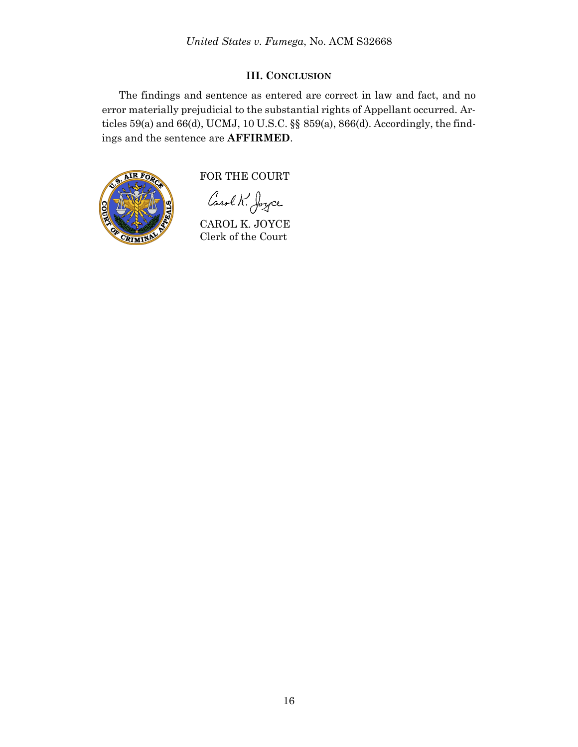### III. CONCLUSION

The findings and sentence as entered are correct in law and fact, and no error materially prejudicial to the substantial rights of Appellant occurred. Articles 59(a) and 66(d), UCMJ, 10 U.S.C. §§ 859(a), 866(d). Accordingly, the findings and the sentence are **AFFIRMED**.

FOR THE COURT

Carol K. Joyce

CAROL K. JOYCE
Clerk of the Court